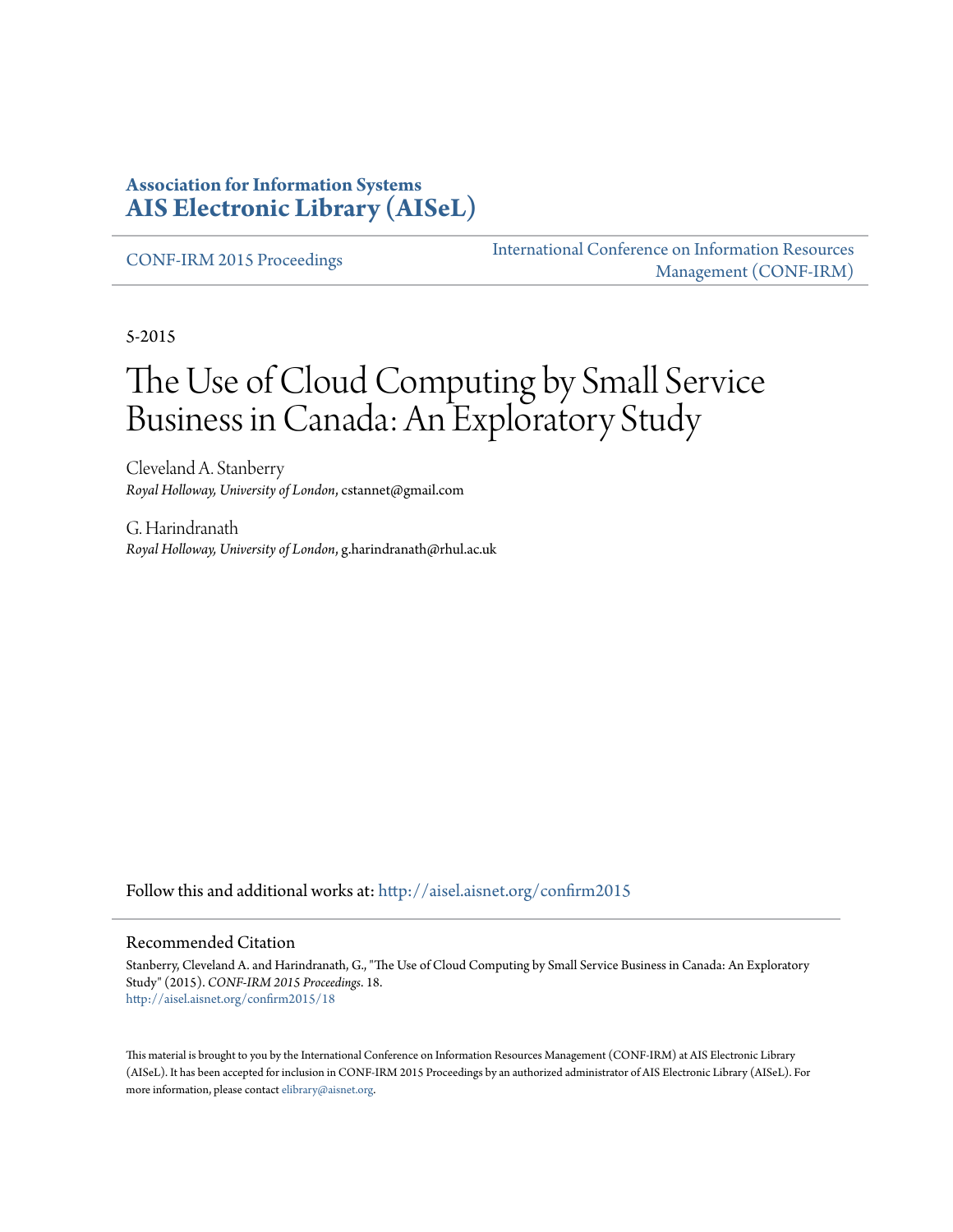**Association for Information Systems**
**AIS Electronic Library (AISeL)**

CONF-IRM 2015 Proceedings | International Conference on Information Resources Management (CONF-IRM)

5-2015

# The Use of Cloud Computing by Small Service Business in Canada: An Exploratory Study

Cleveland A. Stanberry
*Royal Holloway, University of London*, cstannet@gmail.com

G. Harindranath
*Royal Holloway, University of London*, g.harindranath@rhul.ac.uk

Follow this and additional works at: http://aisel.aisnet.org/confirm2015

## Recommended Citation

Stanberry, Cleveland A. and Harindranath, G., "The Use of Cloud Computing by Small Service Business in Canada: An Exploratory Study" (2015). *CONF-IRM 2015 Proceedings*. 18.
http://aisel.aisnet.org/confirm2015/18

This material is brought to you by the International Conference on Information Resources Management (CONF-IRM) at AIS Electronic Library (AISeL). It has been accepted for inclusion in CONF-IRM 2015 Proceedings by an authorized administrator of AIS Electronic Library (AISeL). For more information, please contact elibrary@aisnet.org.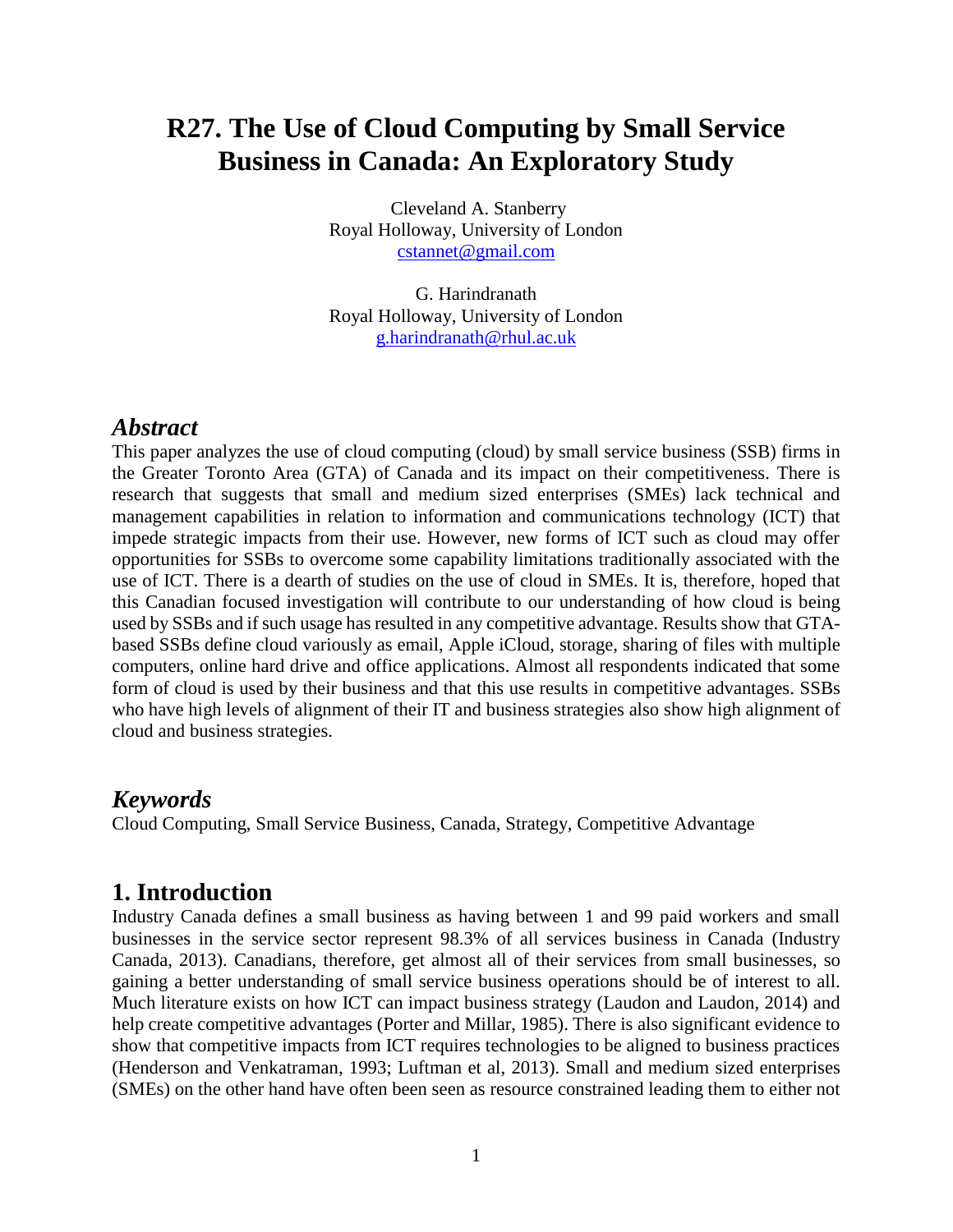# R27. The Use of Cloud Computing by Small Service Business in Canada: An Exploratory Study

Cleveland A. Stanberry
Royal Holloway, University of London
cstannet@gmail.com

G. Harindranath
Royal Holloway, University of London
g.harindranath@rhul.ac.uk

## *Abstract*

This paper analyzes the use of cloud computing (cloud) by small service business (SSB) firms in the Greater Toronto Area (GTA) of Canada and its impact on their competitiveness. There is research that suggests that small and medium sized enterprises (SMEs) lack technical and management capabilities in relation to information and communications technology (ICT) that impede strategic impacts from their use. However, new forms of ICT such as cloud may offer opportunities for SSBs to overcome some capability limitations traditionally associated with the use of ICT. There is a dearth of studies on the use of cloud in SMEs. It is, therefore, hoped that this Canadian focused investigation will contribute to our understanding of how cloud is being used by SSBs and if such usage has resulted in any competitive advantage. Results show that GTA-based SSBs define cloud variously as email, Apple iCloud, storage, sharing of files with multiple computers, online hard drive and office applications. Almost all respondents indicated that some form of cloud is used by their business and that this use results in competitive advantages. SSBs who have high levels of alignment of their IT and business strategies also show high alignment of cloud and business strategies.

## *Keywords*

Cloud Computing, Small Service Business, Canada, Strategy, Competitive Advantage

## 1. Introduction

Industry Canada defines a small business as having between 1 and 99 paid workers and small businesses in the service sector represent 98.3% of all services business in Canada (Industry Canada, 2013). Canadians, therefore, get almost all of their services from small businesses, so gaining a better understanding of small service business operations should be of interest to all. Much literature exists on how ICT can impact business strategy (Laudon and Laudon, 2014) and help create competitive advantages (Porter and Millar, 1985). There is also significant evidence to show that competitive impacts from ICT requires technologies to be aligned to business practices (Henderson and Venkatraman, 1993; Luftman et al, 2013). Small and medium sized enterprises (SMEs) on the other hand have often been seen as resource constrained leading them to either not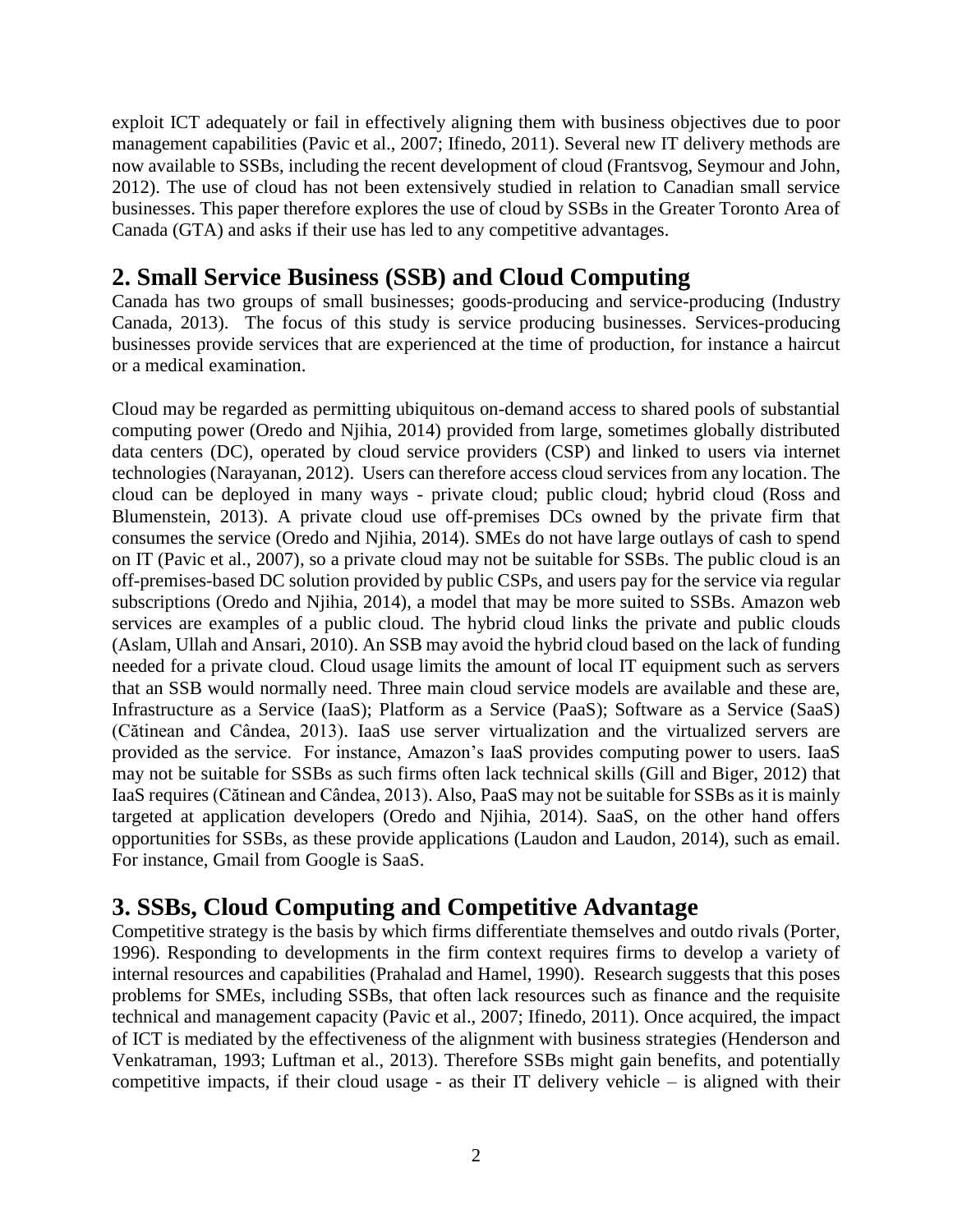exploit ICT adequately or fail in effectively aligning them with business objectives due to poor management capabilities (Pavic et al., 2007; Ifinedo, 2011). Several new IT delivery methods are now available to SSBs, including the recent development of cloud (Frantsvog, Seymour and John, 2012). The use of cloud has not been extensively studied in relation to Canadian small service businesses. This paper therefore explores the use of cloud by SSBs in the Greater Toronto Area of Canada (GTA) and asks if their use has led to any competitive advantages.

## 2. Small Service Business (SSB) and Cloud Computing

Canada has two groups of small businesses; goods-producing and service-producing (Industry Canada, 2013). The focus of this study is service producing businesses. Services-producing businesses provide services that are experienced at the time of production, for instance a haircut or a medical examination.

Cloud may be regarded as permitting ubiquitous on-demand access to shared pools of substantial computing power (Oredo and Njihia, 2014) provided from large, sometimes globally distributed data centers (DC), operated by cloud service providers (CSP) and linked to users via internet technologies (Narayanan, 2012). Users can therefore access cloud services from any location. The cloud can be deployed in many ways - private cloud; public cloud; hybrid cloud (Ross and Blumenstein, 2013). A private cloud use off-premises DCs owned by the private firm that consumes the service (Oredo and Njihia, 2014). SMEs do not have large outlays of cash to spend on IT (Pavic et al., 2007), so a private cloud may not be suitable for SSBs. The public cloud is an off-premises-based DC solution provided by public CSPs, and users pay for the service via regular subscriptions (Oredo and Njihia, 2014), a model that may be more suited to SSBs. Amazon web services are examples of a public cloud. The hybrid cloud links the private and public clouds (Aslam, Ullah and Ansari, 2010). An SSB may avoid the hybrid cloud based on the lack of funding needed for a private cloud. Cloud usage limits the amount of local IT equipment such as servers that an SSB would normally need. Three main cloud service models are available and these are, Infrastructure as a Service (IaaS); Platform as a Service (PaaS); Software as a Service (SaaS) (Cătinean and Cândea, 2013). IaaS use server virtualization and the virtualized servers are provided as the service. For instance, Amazon's IaaS provides computing power to users. IaaS may not be suitable for SSBs as such firms often lack technical skills (Gill and Biger, 2012) that IaaS requires (Cătinean and Cândea, 2013). Also, PaaS may not be suitable for SSBs as it is mainly targeted at application developers (Oredo and Njihia, 2014). SaaS, on the other hand offers opportunities for SSBs, as these provide applications (Laudon and Laudon, 2014), such as email. For instance, Gmail from Google is SaaS.

## 3. SSBs, Cloud Computing and Competitive Advantage

Competitive strategy is the basis by which firms differentiate themselves and outdo rivals (Porter, 1996). Responding to developments in the firm context requires firms to develop a variety of internal resources and capabilities (Prahalad and Hamel, 1990). Research suggests that this poses problems for SMEs, including SSBs, that often lack resources such as finance and the requisite technical and management capacity (Pavic et al., 2007; Ifinedo, 2011). Once acquired, the impact of ICT is mediated by the effectiveness of the alignment with business strategies (Henderson and Venkatraman, 1993; Luftman et al., 2013). Therefore SSBs might gain benefits, and potentially competitive impacts, if their cloud usage - as their IT delivery vehicle – is aligned with their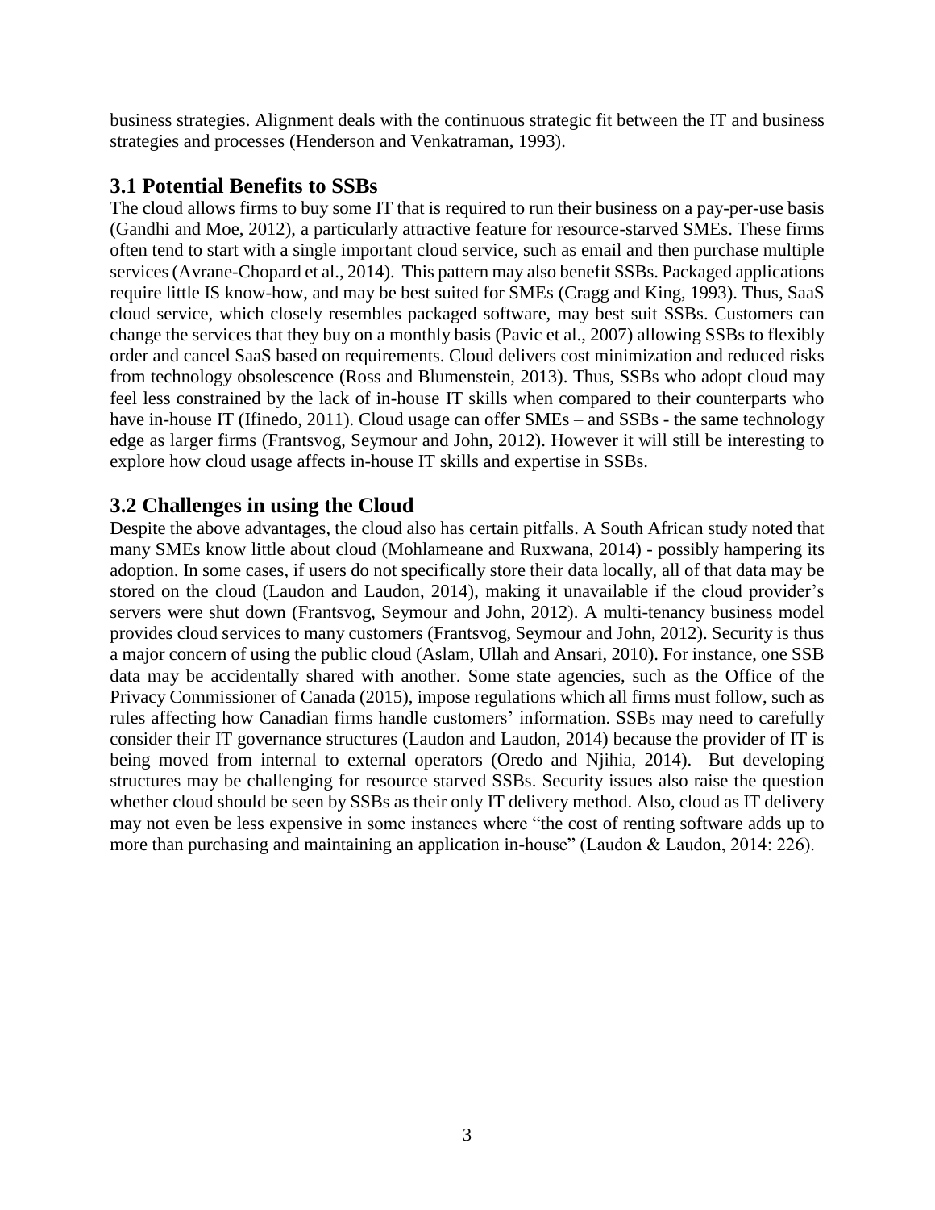business strategies. Alignment deals with the continuous strategic fit between the IT and business strategies and processes (Henderson and Venkatraman, 1993).

## 3.1 Potential Benefits to SSBs

The cloud allows firms to buy some IT that is required to run their business on a pay-per-use basis (Gandhi and Moe, 2012), a particularly attractive feature for resource-starved SMEs. These firms often tend to start with a single important cloud service, such as email and then purchase multiple services (Avrane-Chopard et al., 2014). This pattern may also benefit SSBs. Packaged applications require little IS know-how, and may be best suited for SMEs (Cragg and King, 1993). Thus, SaaS cloud service, which closely resembles packaged software, may best suit SSBs. Customers can change the services that they buy on a monthly basis (Pavic et al., 2007) allowing SSBs to flexibly order and cancel SaaS based on requirements. Cloud delivers cost minimization and reduced risks from technology obsolescence (Ross and Blumenstein, 2013). Thus, SSBs who adopt cloud may feel less constrained by the lack of in-house IT skills when compared to their counterparts who have in-house IT (Ifinedo, 2011). Cloud usage can offer SMEs – and SSBs - the same technology edge as larger firms (Frantsvog, Seymour and John, 2012). However it will still be interesting to explore how cloud usage affects in-house IT skills and expertise in SSBs.

## 3.2 Challenges in using the Cloud

Despite the above advantages, the cloud also has certain pitfalls. A South African study noted that many SMEs know little about cloud (Mohlameane and Ruxwana, 2014) - possibly hampering its adoption. In some cases, if users do not specifically store their data locally, all of that data may be stored on the cloud (Laudon and Laudon, 2014), making it unavailable if the cloud provider's servers were shut down (Frantsvog, Seymour and John, 2012). A multi-tenancy business model provides cloud services to many customers (Frantsvog, Seymour and John, 2012). Security is thus a major concern of using the public cloud (Aslam, Ullah and Ansari, 2010). For instance, one SSB data may be accidentally shared with another. Some state agencies, such as the Office of the Privacy Commissioner of Canada (2015), impose regulations which all firms must follow, such as rules affecting how Canadian firms handle customers' information. SSBs may need to carefully consider their IT governance structures (Laudon and Laudon, 2014) because the provider of IT is being moved from internal to external operators (Oredo and Njihia, 2014). But developing structures may be challenging for resource starved SSBs. Security issues also raise the question whether cloud should be seen by SSBs as their only IT delivery method. Also, cloud as IT delivery may not even be less expensive in some instances where "the cost of renting software adds up to more than purchasing and maintaining an application in-house" (Laudon & Laudon, 2014: 226).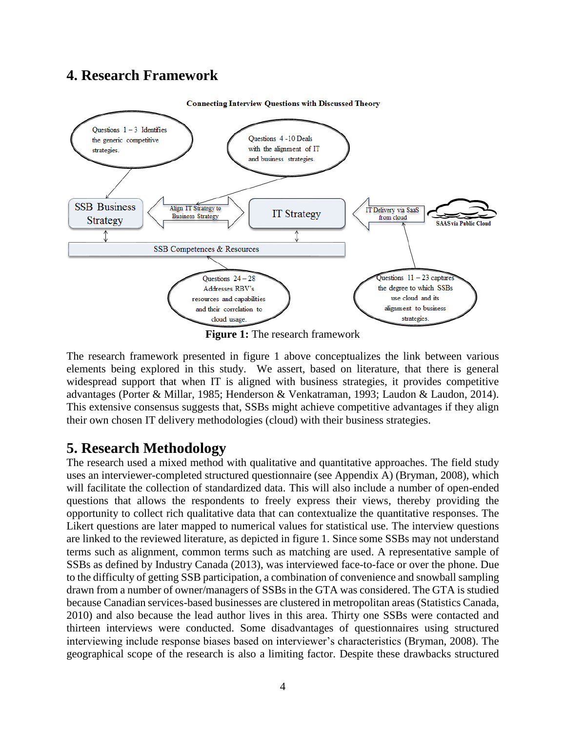## 4. Research Framework

**Connecting Interview Questions with Discussed Theory**

Questions 1 – 3 Identifies the generic competitive strategies.

Questions 4 -10 Deals with the alignment of IT and business strategies.

SSB Business Strategy

Align IT Strategy to Business Strategy

IT Strategy

IT Delivery via SaaS from cloud

SAAS via Public Cloud

SSB Competences & Resources

Questions 24 – 28 Addresses RBV's resources and capabilities and their correlation to cloud usage.

Questions 11 – 23 captures the degree to which SSBs use cloud and its alignment to business strategies.

**Figure 1:** The research framework

The research framework presented in figure 1 above conceptualizes the link between various elements being explored in this study. We assert, based on literature, that there is general widespread support that when IT is aligned with business strategies, it provides competitive advantages (Porter & Millar, 1985; Henderson & Venkatraman, 1993; Laudon & Laudon, 2014). This extensive consensus suggests that, SSBs might achieve competitive advantages if they align their own chosen IT delivery methodologies (cloud) with their business strategies.

## 5. Research Methodology

The research used a mixed method with qualitative and quantitative approaches. The field study uses an interviewer-completed structured questionnaire (see Appendix A) (Bryman, 2008), which will facilitate the collection of standardized data. This will also include a number of open-ended questions that allows the respondents to freely express their views, thereby providing the opportunity to collect rich qualitative data that can contextualize the quantitative responses. The Likert questions are later mapped to numerical values for statistical use. The interview questions are linked to the reviewed literature, as depicted in figure 1. Since some SSBs may not understand terms such as alignment, common terms such as matching are used. A representative sample of SSBs as defined by Industry Canada (2013), was interviewed face-to-face or over the phone. Due to the difficulty of getting SSB participation, a combination of convenience and snowball sampling drawn from a number of owner/managers of SSBs in the GTA was considered. The GTA is studied because Canadian services-based businesses are clustered in metropolitan areas (Statistics Canada, 2010) and also because the lead author lives in this area. Thirty one SSBs were contacted and thirteen interviews were conducted. Some disadvantages of questionnaires using structured interviewing include response biases based on interviewer's characteristics (Bryman, 2008). The geographical scope of the research is also a limiting factor. Despite these drawbacks structured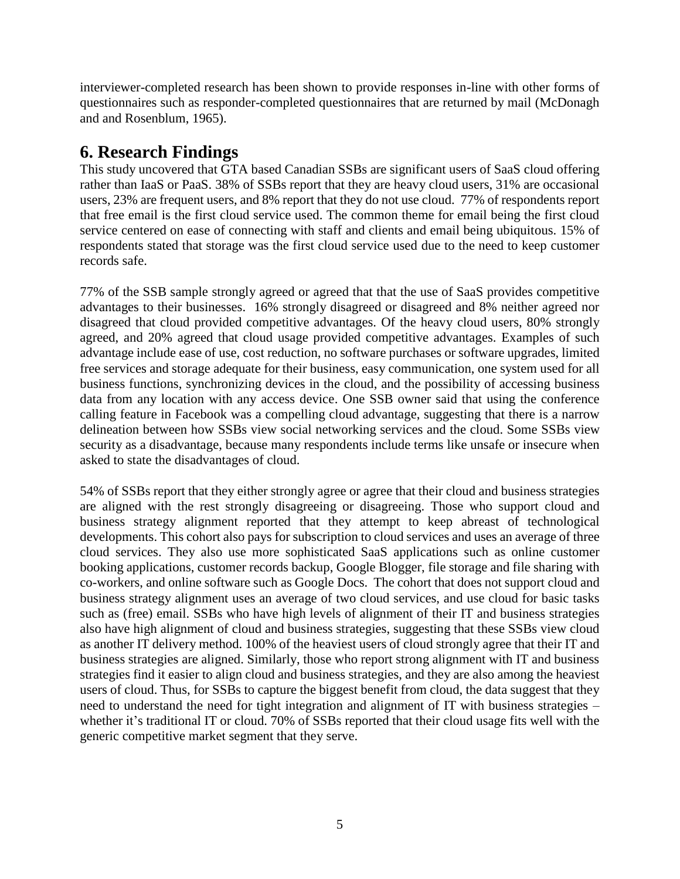interviewer-completed research has been shown to provide responses in-line with other forms of questionnaires such as responder-completed questionnaires that are returned by mail (McDonagh and and Rosenblum, 1965).

## 6. Research Findings

This study uncovered that GTA based Canadian SSBs are significant users of SaaS cloud offering rather than IaaS or PaaS. 38% of SSBs report that they are heavy cloud users, 31% are occasional users, 23% are frequent users, and 8% report that they do not use cloud. 77% of respondents report that free email is the first cloud service used. The common theme for email being the first cloud service centered on ease of connecting with staff and clients and email being ubiquitous. 15% of respondents stated that storage was the first cloud service used due to the need to keep customer records safe.

77% of the SSB sample strongly agreed or agreed that that the use of SaaS provides competitive advantages to their businesses. 16% strongly disagreed or disagreed and 8% neither agreed nor disagreed that cloud provided competitive advantages. Of the heavy cloud users, 80% strongly agreed, and 20% agreed that cloud usage provided competitive advantages. Examples of such advantage include ease of use, cost reduction, no software purchases or software upgrades, limited free services and storage adequate for their business, easy communication, one system used for all business functions, synchronizing devices in the cloud, and the possibility of accessing business data from any location with any access device. One SSB owner said that using the conference calling feature in Facebook was a compelling cloud advantage, suggesting that there is a narrow delineation between how SSBs view social networking services and the cloud. Some SSBs view security as a disadvantage, because many respondents include terms like unsafe or insecure when asked to state the disadvantages of cloud.

54% of SSBs report that they either strongly agree or agree that their cloud and business strategies are aligned with the rest strongly disagreeing or disagreeing. Those who support cloud and business strategy alignment reported that they attempt to keep abreast of technological developments. This cohort also pays for subscription to cloud services and uses an average of three cloud services. They also use more sophisticated SaaS applications such as online customer booking applications, customer records backup, Google Blogger, file storage and file sharing with co-workers, and online software such as Google Docs. The cohort that does not support cloud and business strategy alignment uses an average of two cloud services, and use cloud for basic tasks such as (free) email. SSBs who have high levels of alignment of their IT and business strategies also have high alignment of cloud and business strategies, suggesting that these SSBs view cloud as another IT delivery method. 100% of the heaviest users of cloud strongly agree that their IT and business strategies are aligned. Similarly, those who report strong alignment with IT and business strategies find it easier to align cloud and business strategies, and they are also among the heaviest users of cloud. Thus, for SSBs to capture the biggest benefit from cloud, the data suggest that they need to understand the need for tight integration and alignment of IT with business strategies – whether it's traditional IT or cloud. 70% of SSBs reported that their cloud usage fits well with the generic competitive market segment that they serve.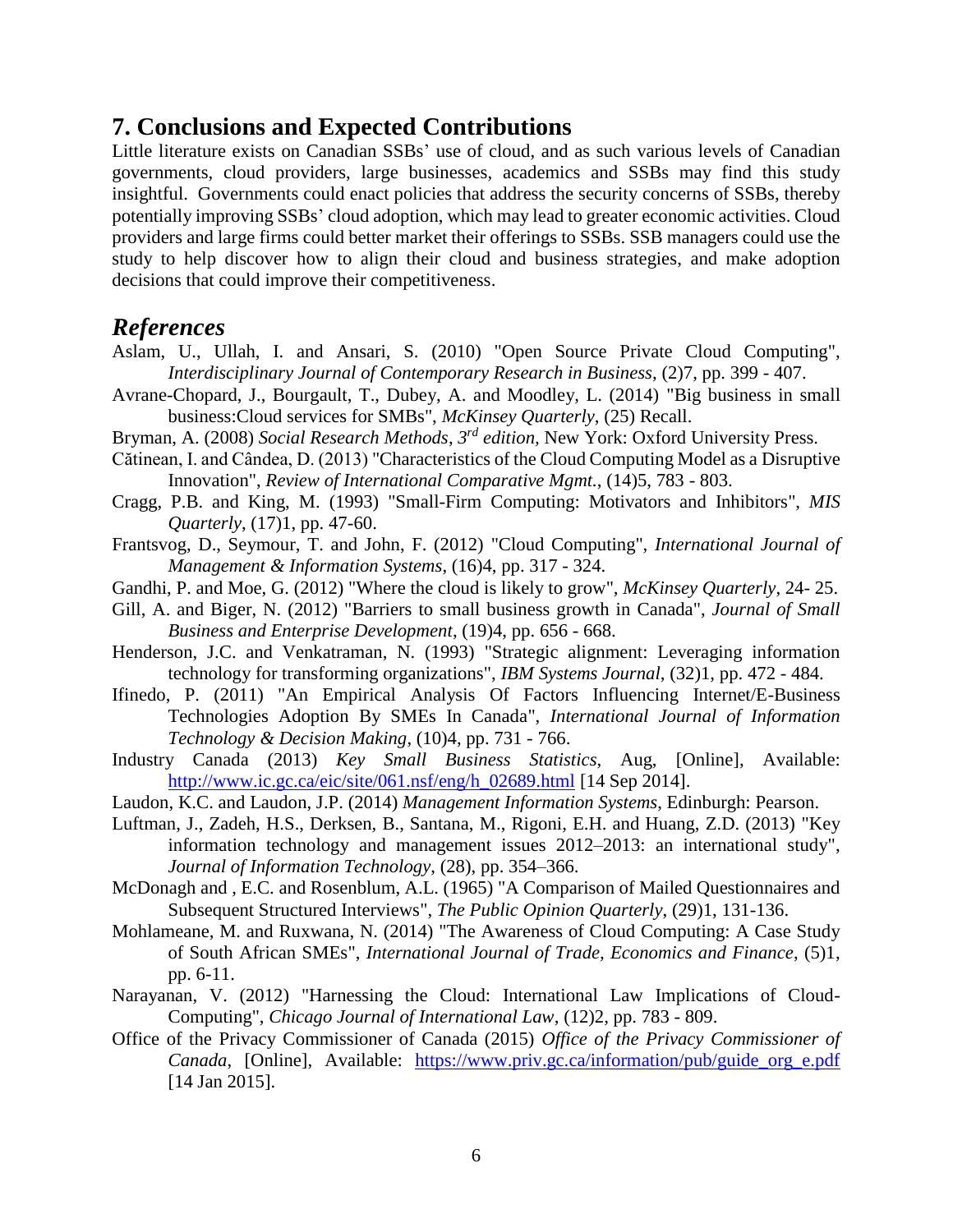## 7. Conclusions and Expected Contributions

Little literature exists on Canadian SSBs' use of cloud, and as such various levels of Canadian governments, cloud providers, large businesses, academics and SSBs may find this study insightful. Governments could enact policies that address the security concerns of SSBs, thereby potentially improving SSBs' cloud adoption, which may lead to greater economic activities. Cloud providers and large firms could better market their offerings to SSBs. SSB managers could use the study to help discover how to align their cloud and business strategies, and make adoption decisions that could improve their competitiveness.

## *References*

Aslam, U., Ullah, I. and Ansari, S. (2010) "Open Source Private Cloud Computing", *Interdisciplinary Journal of Contemporary Research in Business*, (2)7, pp. 399 - 407.

Avrane-Chopard, J., Bourgault, T., Dubey, A. and Moodley, L. (2014) "Big business in small business:Cloud services for SMBs", *McKinsey Quarterly*, (25) Recall.

Bryman, A. (2008) *Social Research Methods, 3rd edition*, New York: Oxford University Press.

Cătinean, I. and Cândea, D. (2013) "Characteristics of the Cloud Computing Model as a Disruptive Innovation", *Review of International Comparative Mgmt.*, (14)5, 783 - 803.

Cragg, P.B. and King, M. (1993) "Small-Firm Computing: Motivators and Inhibitors", *MIS Quarterly*, (17)1, pp. 47-60.

Frantsvog, D., Seymour, T. and John, F. (2012) "Cloud Computing", *International Journal of Management & Information Systems*, (16)4, pp. 317 - 324.

Gandhi, P. and Moe, G. (2012) "Where the cloud is likely to grow", *McKinsey Quarterly*, 24- 25.

Gill, A. and Biger, N. (2012) "Barriers to small business growth in Canada", *Journal of Small Business and Enterprise Development*, (19)4, pp. 656 - 668.

Henderson, J.C. and Venkatraman, N. (1993) "Strategic alignment: Leveraging information technology for transforming organizations", *IBM Systems Journal*, (32)1, pp. 472 - 484.

Ifinedo, P. (2011) "An Empirical Analysis Of Factors Influencing Internet/E-Business Technologies Adoption By SMEs In Canada", *International Journal of Information Technology & Decision Making*, (10)4, pp. 731 - 766.

Industry Canada (2013) *Key Small Business Statistics*, Aug, [Online], Available: http://www.ic.gc.ca/eic/site/061.nsf/eng/h_02689.html [14 Sep 2014].

Laudon, K.C. and Laudon, J.P. (2014) *Management Information Systems*, Edinburgh: Pearson.

Luftman, J., Zadeh, H.S., Derksen, B., Santana, M., Rigoni, E.H. and Huang, Z.D. (2013) "Key information technology and management issues 2012–2013: an international study", *Journal of Information Technology*, (28), pp. 354–366.

McDonagh and , E.C. and Rosenblum, A.L. (1965) "A Comparison of Mailed Questionnaires and Subsequent Structured Interviews", *The Public Opinion Quarterly*, (29)1, 131-136.

Mohlameane, M. and Ruxwana, N. (2014) "The Awareness of Cloud Computing: A Case Study of South African SMEs", *International Journal of Trade, Economics and Finance*, (5)1, pp. 6-11.

Narayanan, V. (2012) "Harnessing the Cloud: International Law Implications of Cloud-Computing", *Chicago Journal of International Law*, (12)2, pp. 783 - 809.

Office of the Privacy Commissioner of Canada (2015) *Office of the Privacy Commissioner of Canada*, [Online], Available: https://www.priv.gc.ca/information/pub/guide_org_e.pdf [14 Jan 2015].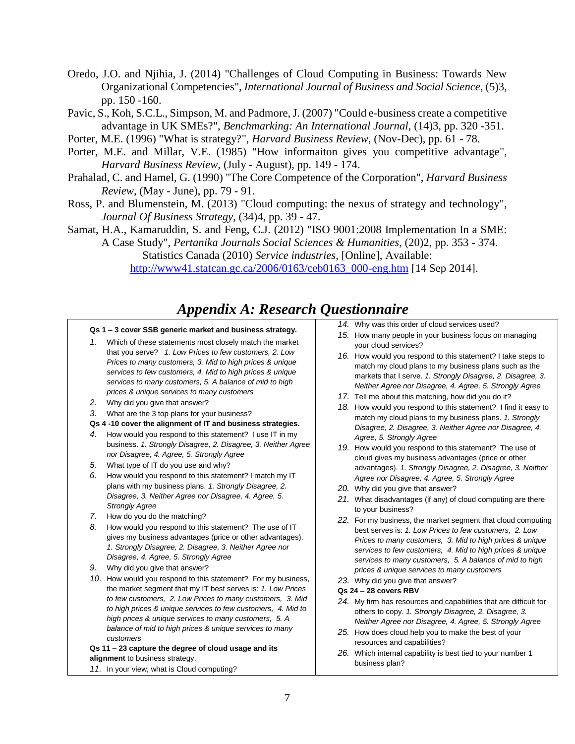Oredo, J.O. and Njihia, J. (2014) "Challenges of Cloud Computing in Business: Towards New Organizational Competencies", *International Journal of Business and Social Science*, (5)3, pp. 150 -160.

Pavic, S., Koh, S.C.L., Simpson, M. and Padmore, J. (2007) "Could e-business create a competitive advantage in UK SMEs?", *Benchmarking: An International Journal*, (14)3, pp. 320 -351.

Porter, M.E. (1996) "What is strategy?", *Harvard Business Review*, (Nov-Dec), pp. 61 - 78.

Porter, M.E. and Millar, V.E. (1985) "How informaiton gives you competitive advantage", *Harvard Business Review*, (July - August), pp. 149 - 174.

Prahalad, C. and Hamel, G. (1990) "The Core Competence of the Corporation", *Harvard Business Review*, (May - June), pp. 79 - 91.

Ross, P. and Blumenstein, M. (2013) "Cloud computing: the nexus of strategy and technology", *Journal Of Business Strategy*, (34)4, pp. 39 - 47.

Samat, H.A., Kamaruddin, S. and Feng, C.J. (2012) "ISO 9001:2008 Implementation In a SME: A Case Study", *Pertanika Journals Social Sciences & Humanities*, (20)2, pp. 353 - 374.

Statistics Canada (2010) *Service industries*, [Online], Available: http://www41.statcan.gc.ca/2006/0163/ceb0163_000-eng.htm [14 Sep 2014].

# *Appendix A: Research Questionnaire*

**Qs 1 – 3 cover SSB generic market and business strategy.**

1. Which of these statements most closely match the market that you serve? *1. Low Prices to few customers, 2. Low Prices to many customers, 3. Mid to high prices & unique services to few customers, 4. Mid to high prices & unique services to many customers, 5. A balance of mid to high prices & unique services to many customers*
2. Why did you give that answer?
3. What are the 3 top plans for your business?

**Qs 4 -10 cover the alignment of IT and business strategies.**

4. How would you respond to this statement? I use IT in my business. *1. Strongly Disagree, 2. Disagree, 3. Neither Agree nor Disagree, 4. Agree, 5. Strongly Agree*
5. What type of IT do you use and why?
6. How would you respond to this statement? I match my IT plans with my business plans. *1. Strongly Disagree, 2. Disagree, 3. Neither Agree nor Disagree, 4. Agree, 5. Strongly Agree*
7. How do you do the matching?
8. How would you respond to this statement? The use of IT gives my business advantages (price or other advantages). *1. Strongly Disagree, 2. Disagree, 3. Neither Agree nor Disagree, 4. Agree, 5. Strongly Agree*
9. Why did you give that answer?
10. How would you respond to this statement? For my business, the market segment that my IT best serves is: *1. Low Prices to few customers, 2. Low Prices to many customers, 3. Mid to high prices & unique services to few customers, 4. Mid to high prices & unique services to many customers, 5. A balance of mid to high prices & unique services to many customers*

**Qs 11 – 23 capture the degree of cloud usage and its alignment** to business strategy.

11. In your view, what is Cloud computing?
14. Why was this order of cloud services used?
15. How many people in your business focus on managing your cloud services?
16. How would you respond to this statement? I take steps to match my cloud plans to my business plans such as the markets that I serve. *1. Strongly Disagree, 2. Disagree, 3. Neither Agree nor Disagree, 4. Agree, 5. Strongly Agree*
17. Tell me about this matching, how did you do it?
18. How would you respond to this statement? I find it easy to match my cloud plans to my business plans. *1. Strongly Disagree, 2. Disagree, 3. Neither Agree nor Disagree, 4. Agree, 5. Strongly Agree*
19. How would you respond to this statement? The use of cloud gives my business advantages (price or other advantages). *1. Strongly Disagree, 2. Disagree, 3. Neither Agree nor Disagree, 4. Agree, 5. Strongly Agree*
20. Why did you give that answer?
21. What disadvantages (if any) of cloud computing are there to your business?
22. For my business, the market segment that cloud computing best serves is: *1. Low Prices to few customers, 2. Low Prices to many customers, 3. Mid to high prices & unique services to few customers, 4. Mid to high prices & unique services to many customers, 5. A balance of mid to high prices & unique services to many customers*
23. Why did you give that answer?

**Qs 24 – 28 covers RBV**

24. My firm has resources and capabilities that are difficult for others to copy. *1. Strongly Disagree, 2. Disagree, 3. Neither Agree nor Disagree, 4. Agree, 5. Strongly Agree*
25. How does cloud help you to make the best of your resources and capabilities?
26. Which internal capability is best tied to your number 1 business plan?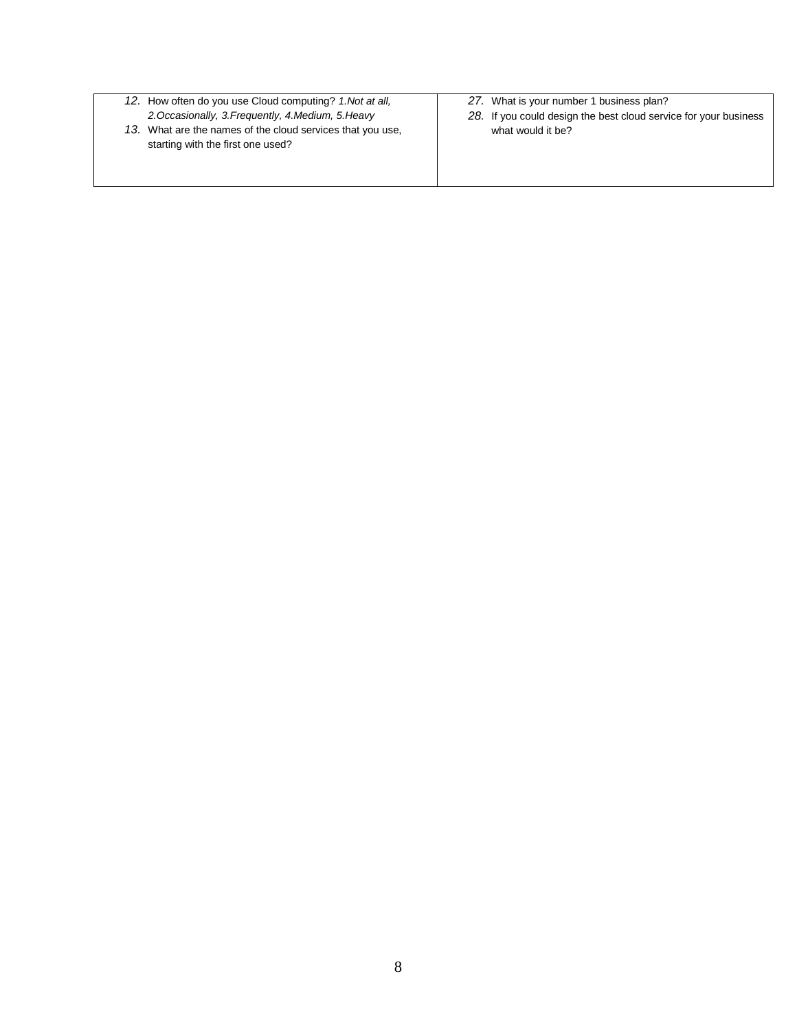| | |
|---|---|
| *12.* How often do you use Cloud computing? *1.Not at all, 2.Occasionally, 3.Frequently, 4.Medium, 5.Heavy*<br>*13.* What are the names of the cloud services that you use, starting with the first one used? | *27.* What is your number 1 business plan?<br>*28.* If you could design the best cloud service for your business what would it be? |